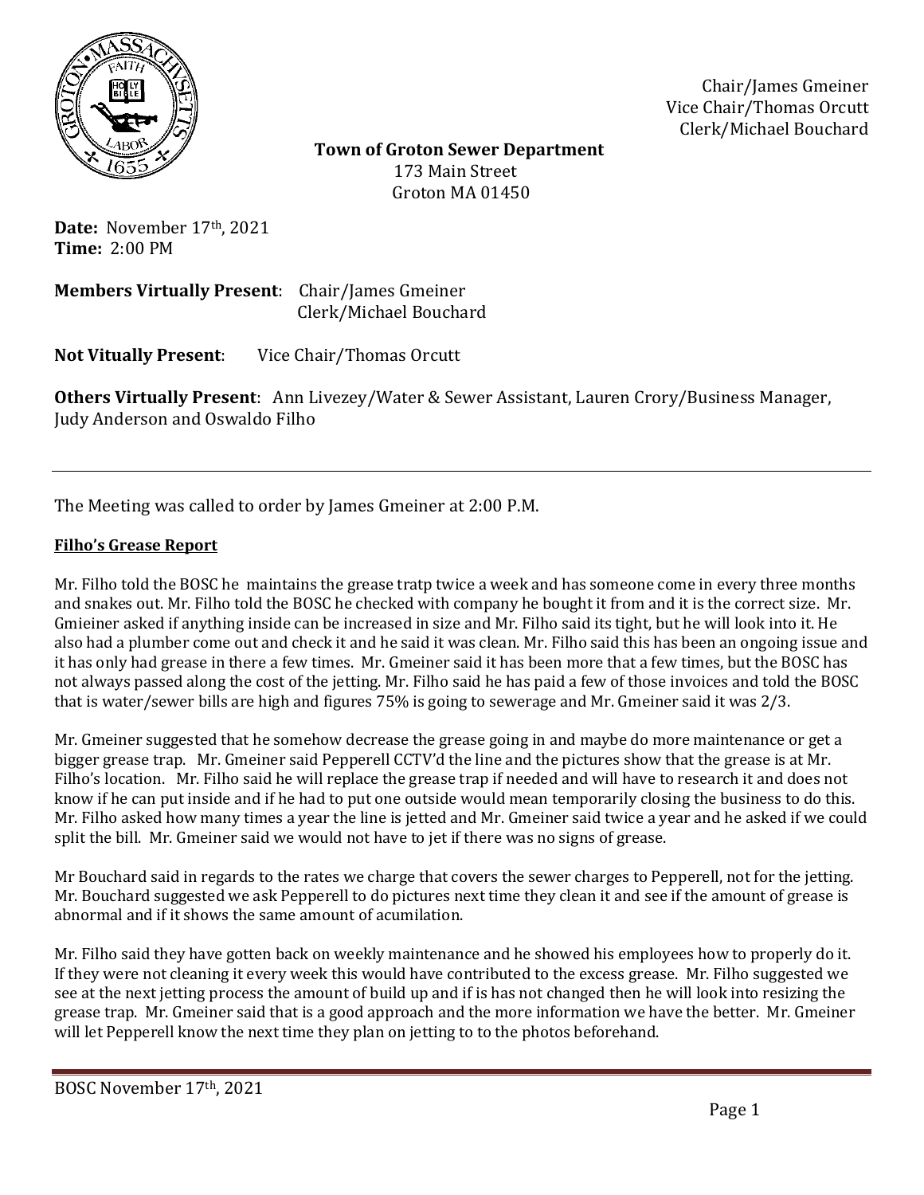Chair/James Gmeiner
Vice Chair/Thomas Orcutt
Clerk/Michael Bouchard

**Town of Groton Sewer Department**
173 Main Street
Groton MA 01450

**Date:** November 17th, 2021
**Time:** 2:00 PM

**Members Virtually Present**: Chair/James Gmeiner
Clerk/Michael Bouchard

**Not Vitually Present**: Vice Chair/Thomas Orcutt

**Others Virtually Present**: Ann Livezey/Water & Sewer Assistant, Lauren Crory/Business Manager, Judy Anderson and Oswaldo Filho

---

The Meeting was called to order by James Gmeiner at 2:00 P.M.

**Filho's Grease Report**

Mr. Filho told the BOSC he maintains the grease tratp twice a week and has someone come in every three months and snakes out. Mr. Filho told the BOSC he checked with company he bought it from and it is the correct size. Mr. Gmieiner asked if anything inside can be increased in size and Mr. Filho said its tight, but he will look into it. He also had a plumber come out and check it and he said it was clean. Mr. Filho said this has been an ongoing issue and it has only had grease in there a few times. Mr. Gmeiner said it has been more that a few times, but the BOSC has not always passed along the cost of the jetting. Mr. Filho said he has paid a few of those invoices and told the BOSC that is water/sewer bills are high and figures 75% is going to sewerage and Mr. Gmeiner said it was 2/3.

Mr. Gmeiner suggested that he somehow decrease the grease going in and maybe do more maintenance or get a bigger grease trap. Mr. Gmeiner said Pepperell CCTV'd the line and the pictures show that the grease is at Mr. Filho's location. Mr. Filho said he will replace the grease trap if needed and will have to research it and does not know if he can put inside and if he had to put one outside would mean temporarily closing the business to do this. Mr. Filho asked how many times a year the line is jetted and Mr. Gmeiner said twice a year and he asked if we could split the bill. Mr. Gmeiner said we would not have to jet if there was no signs of grease.

Mr Bouchard said in regards to the rates we charge that covers the sewer charges to Pepperell, not for the jetting. Mr. Bouchard suggested we ask Pepperell to do pictures next time they clean it and see if the amount of grease is abnormal and if it shows the same amount of acumilation.

Mr. Filho said they have gotten back on weekly maintenance and he showed his employees how to properly do it. If they were not cleaning it every week this would have contributed to the excess grease. Mr. Filho suggested we see at the next jetting process the amount of build up and if is has not changed then he will look into resizing the grease trap. Mr. Gmeiner said that is a good approach and the more information we have the better. Mr. Gmeiner will let Pepperell know the next time they plan on jetting to to the photos beforehand.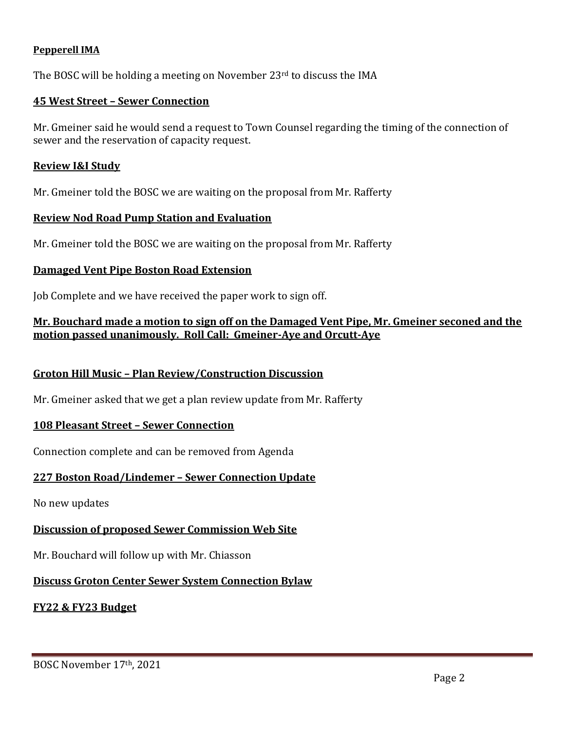**Pepperell IMA**

The BOSC will be holding a meeting on November 23rd to discuss the IMA

**45 West Street – Sewer Connection**

Mr. Gmeiner said he would send a request to Town Counsel regarding the timing of the connection of sewer and the reservation of capacity request.

**Review I&I Study**

Mr. Gmeiner told the BOSC we are waiting on the proposal from Mr. Rafferty

**Review Nod Road Pump Station and Evaluation**

Mr. Gmeiner told the BOSC we are waiting on the proposal from Mr. Rafferty

**Damaged Vent Pipe Boston Road Extension**

Job Complete and we have received the paper work to sign off.

**Mr. Bouchard made a motion to sign off on the Damaged Vent Pipe, Mr. Gmeiner seconed and the motion passed unanimously. Roll Call: Gmeiner-Aye and Orcutt-Aye**

**Groton Hill Music – Plan Review/Construction Discussion**

Mr. Gmeiner asked that we get a plan review update from Mr. Rafferty

**108 Pleasant Street – Sewer Connection**

Connection complete and can be removed from Agenda

**227 Boston Road/Lindemer – Sewer Connection Update**

No new updates

**Discussion of proposed Sewer Commission Web Site**

Mr. Bouchard will follow up with Mr. Chiasson

**Discuss Groton Center Sewer System Connection Bylaw**

**FY22 & FY23 Budget**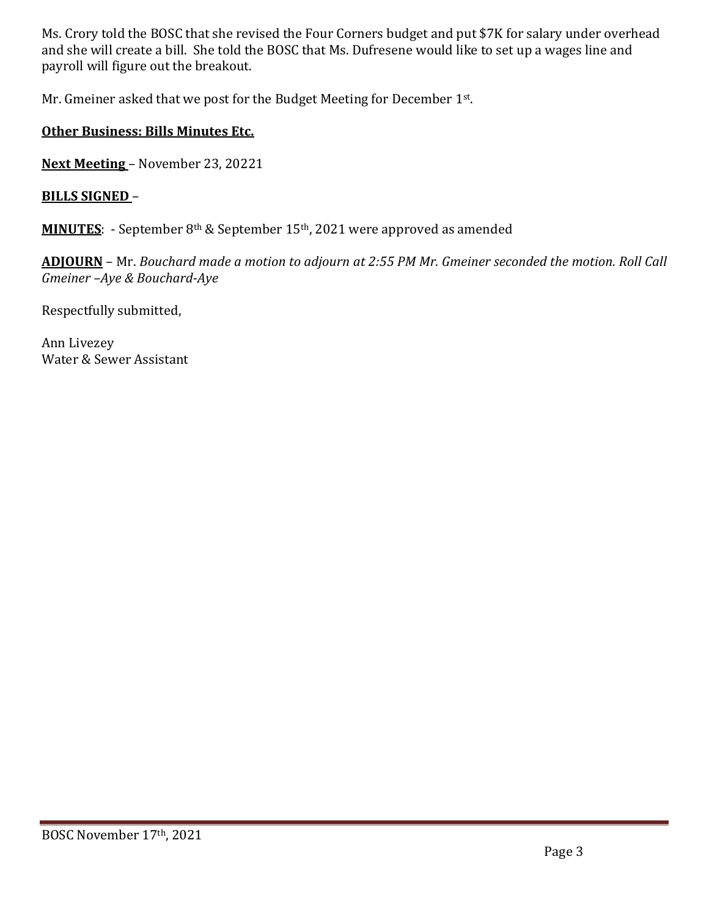Ms. Crory told the BOSC that she revised the Four Corners budget and put $7K for salary under overhead and she will create a bill. She told the BOSC that Ms. Dufresene would like to set up a wages line and payroll will figure out the breakout.

Mr. Gmeiner asked that we post for the Budget Meeting for December 1st.

**Other Business: Bills Minutes Etc.**

**Next Meeting** – November 23, 20221

**BILLS SIGNED** –

**MINUTES**: - September 8th & September 15th, 2021 were approved as amended

**ADJOURN** – Mr. *Bouchard made a motion to adjourn at 2:55 PM Mr. Gmeiner seconded the motion. Roll Call Gmeiner –Aye & Bouchard-Aye*

Respectfully submitted,

Ann Livezey
Water & Sewer Assistant